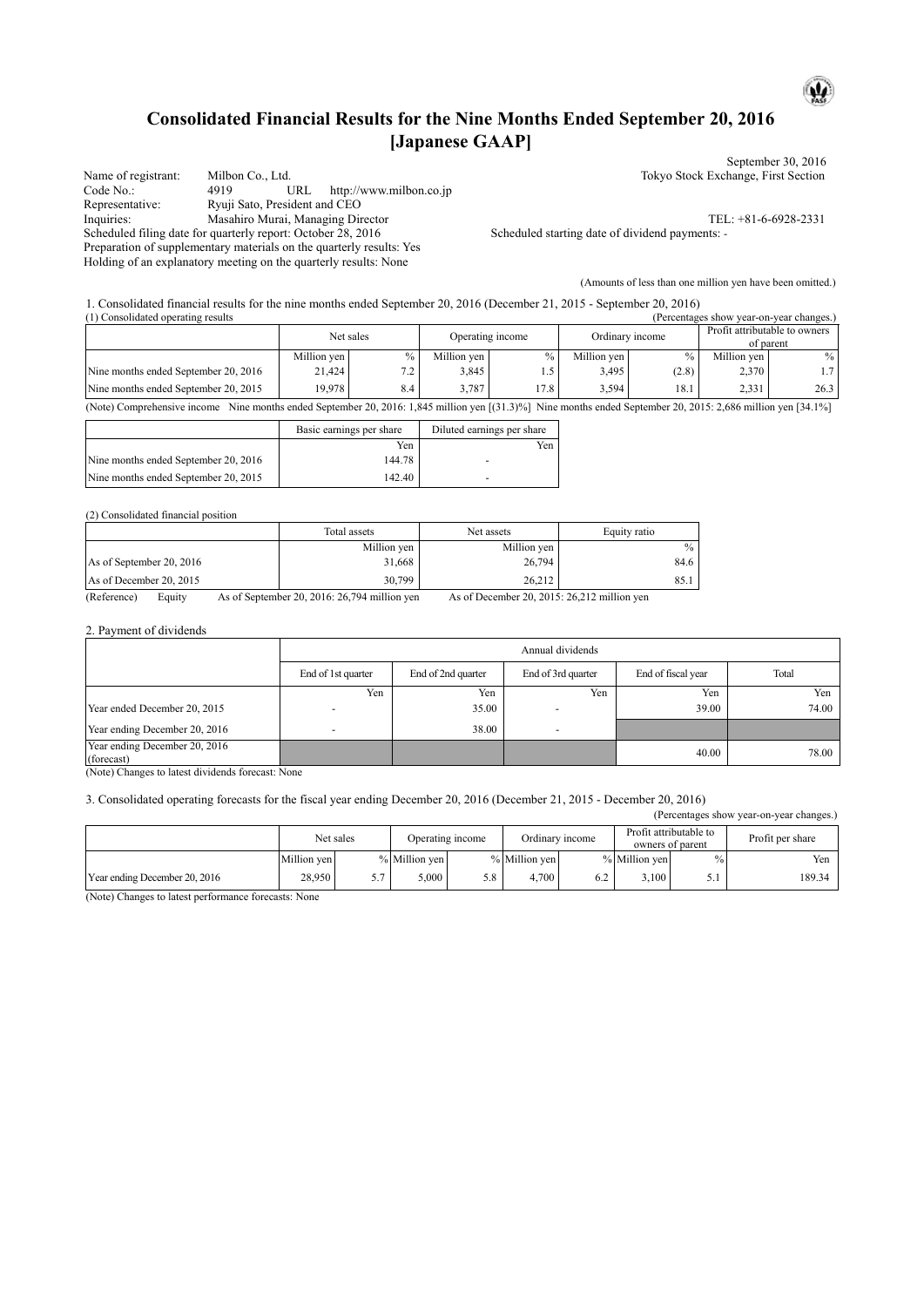# Consolidated Financial Results for the Nine Months Ended September 20, 2016 [Japanese GAAP]

September 30, 2016

Name of registrant: Milbon Co., Ltd. — Tokyo Stock Exchange, First Section
Code No.: 4919 URL http://www.milbon.co.jp
Representative: Ryuji Sato, President and CEO
Inquiries: Masahiro Murai, Managing Director — TEL: +81-6-6928-2331
Scheduled filing date for quarterly report: October 28, 2016 — Scheduled starting date of dividend payments: -
Preparation of supplementary materials on the quarterly results: Yes
Holding of an explanatory meeting on the quarterly results: None

(Amounts of less than one million yen have been omitted.)

1. Consolidated financial results for the nine months ended September 20, 2016 (December 21, 2015 - September 20, 2016)

(1) Consolidated operating results (Percentages show year-on-year changes.)

| | Net sales | | Operating income | | Ordinary income | | Profit attributable to owners of parent | |
|---|---|---|---|---|---|---|---|---|
| | Million yen | % | Million yen | % | Million yen | % | Million yen | % |
| Nine months ended September 20, 2016 | 21,424 | 7.2 | 3,845 | 1.5 | 3,495 | (2.8) | 2,370 | 1.7 |
| Nine months ended September 20, 2015 | 19,978 | 8.4 | 3,787 | 17.8 | 3,594 | 18.1 | 2,331 | 26.3 |

(Note) Comprehensive income Nine months ended September 20, 2016: 1,845 million yen [(31.3)%] Nine months ended September 20, 2015: 2,686 million yen [34.1%]

| | Basic earnings per share | Diluted earnings per share |
|---|---|---|
| | Yen | Yen |
| Nine months ended September 20, 2016 | 144.78 | - |
| Nine months ended September 20, 2015 | 142.40 | - |

(2) Consolidated financial position

| | Total assets | Net assets | Equity ratio |
|---|---|---|---|
| | Million yen | Million yen | % |
| As of September 20, 2016 | 31,668 | 26,794 | 84.6 |
| As of December 20, 2015 | 30,799 | 26,212 | 85.1 |

(Reference) Equity As of September 20, 2016: 26,794 million yen As of December 20, 2015: 26,212 million yen

2. Payment of dividends

| | Annual dividends | | | | |
|---|---|---|---|---|---|
| | End of 1st quarter | End of 2nd quarter | End of 3rd quarter | End of fiscal year | Total |
| | Yen | Yen | Yen | Yen | Yen |
| Year ended December 20, 2015 | - | 35.00 | - | 39.00 | 74.00 |
| Year ending December 20, 2016 | - | 38.00 | - | | |
| Year ending December 20, 2016 (forecast) | | | | 40.00 | 78.00 |

(Note) Changes to latest dividends forecast: None

3. Consolidated operating forecasts for the fiscal year ending December 20, 2016 (December 21, 2015 - December 20, 2016)

(Percentages show year-on-year changes.)

| | Net sales | | Operating income | | Ordinary income | | Profit attributable to owners of parent | | Profit per share |
|---|---|---|---|---|---|---|---|---|---|
| | Million yen | % | Million yen | % | Million yen | % | Million yen | % | Yen |
| Year ending December 20, 2016 | 28,950 | 5.7 | 5,000 | 5.8 | 4,700 | 6.2 | 3,100 | 5.1 | 189.34 |

(Note) Changes to latest performance forecasts: None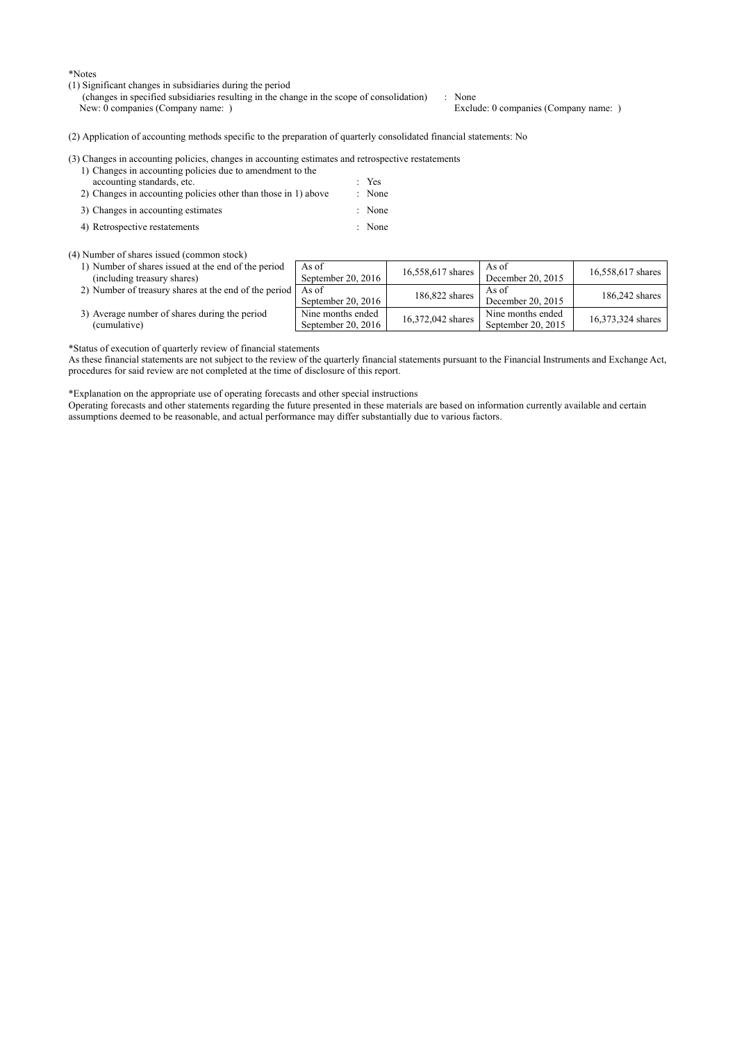*Notes

(1) Significant changes in subsidiaries during the period
(changes in specified subsidiaries resulting in the change in the scope of consolidation) : None
New: 0 companies (Company name: ) Exclude: 0 companies (Company name: )

(2) Application of accounting methods specific to the preparation of quarterly consolidated financial statements: No

(3) Changes in accounting policies, changes in accounting estimates and retrospective restatements

1) Changes in accounting policies due to amendment to the accounting standards, etc. : Yes
2) Changes in accounting policies other than those in 1) above : None
3) Changes in accounting estimates : None
4) Retrospective restatements : None

(4) Number of shares issued (common stock)

| | | | | |
|---|---|---|---|---|
| 1) Number of shares issued at the end of the period (including treasury shares) | As of September 20, 2016 | 16,558,617 shares | As of December 20, 2015 | 16,558,617 shares |
| 2) Number of treasury shares at the end of the period | As of September 20, 2016 | 186,822 shares | As of December 20, 2015 | 186,242 shares |
| 3) Average number of shares during the period (cumulative) | Nine months ended September 20, 2016 | 16,372,042 shares | Nine months ended September 20, 2015 | 16,373,324 shares |

*Status of execution of quarterly review of financial statements
As these financial statements are not subject to the review of the quarterly financial statements pursuant to the Financial Instruments and Exchange Act, procedures for said review are not completed at the time of disclosure of this report.

*Explanation on the appropriate use of operating forecasts and other special instructions
Operating forecasts and other statements regarding the future presented in these materials are based on information currently available and certain assumptions deemed to be reasonable, and actual performance may differ substantially due to various factors.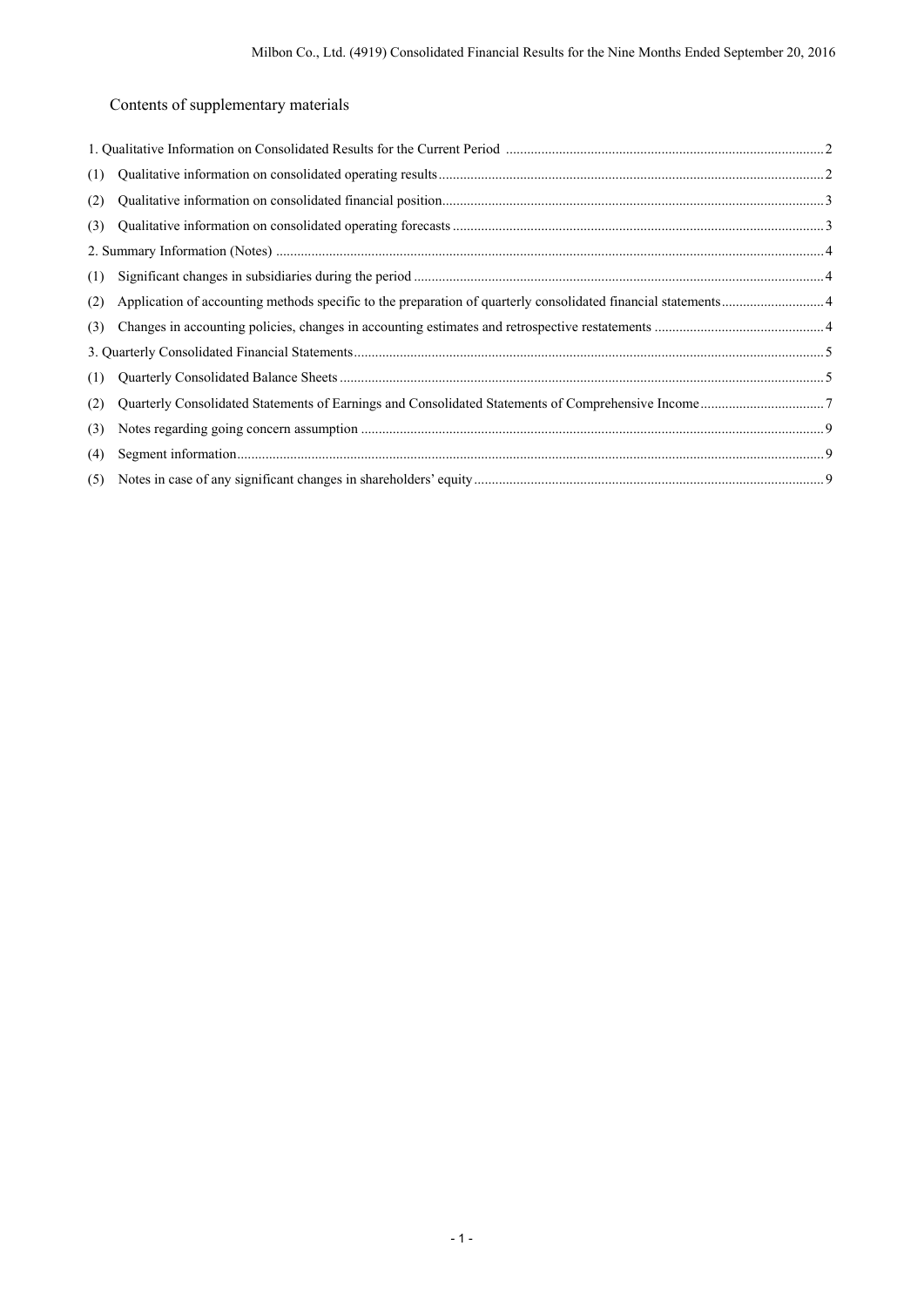Contents of supplementary materials

1. Qualitative Information on Consolidated Results for the Current Period ........................................................................................2

(1) Qualitative information on consolidated operating results............................................................................................................2

(2) Qualitative information on consolidated financial position...........................................................................................................3

(3) Qualitative information on consolidated operating forecasts........................................................................................................3

2. Summary Information (Notes) ..........................................................................................................................................................4

(1) Significant changes in subsidiaries during the period ..................................................................................................................4

(2) Application of accounting methods specific to the preparation of quarterly consolidated financial statements............................4

(3) Changes in accounting policies, changes in accounting estimates and retrospective restatements ...............................................4

3. Quarterly Consolidated Financial Statements...................................................................................................................................5

(1) Quarterly Consolidated Balance Sheets .......................................................................................................................................5

(2) Quarterly Consolidated Statements of Earnings and Consolidated Statements of Comprehensive Income..................................7

(3) Notes regarding going concern assumption .................................................................................................................................9

(4) Segment information....................................................................................................................................................................9

(5) Notes in case of any significant changes in shareholders' equity..................................................................................................9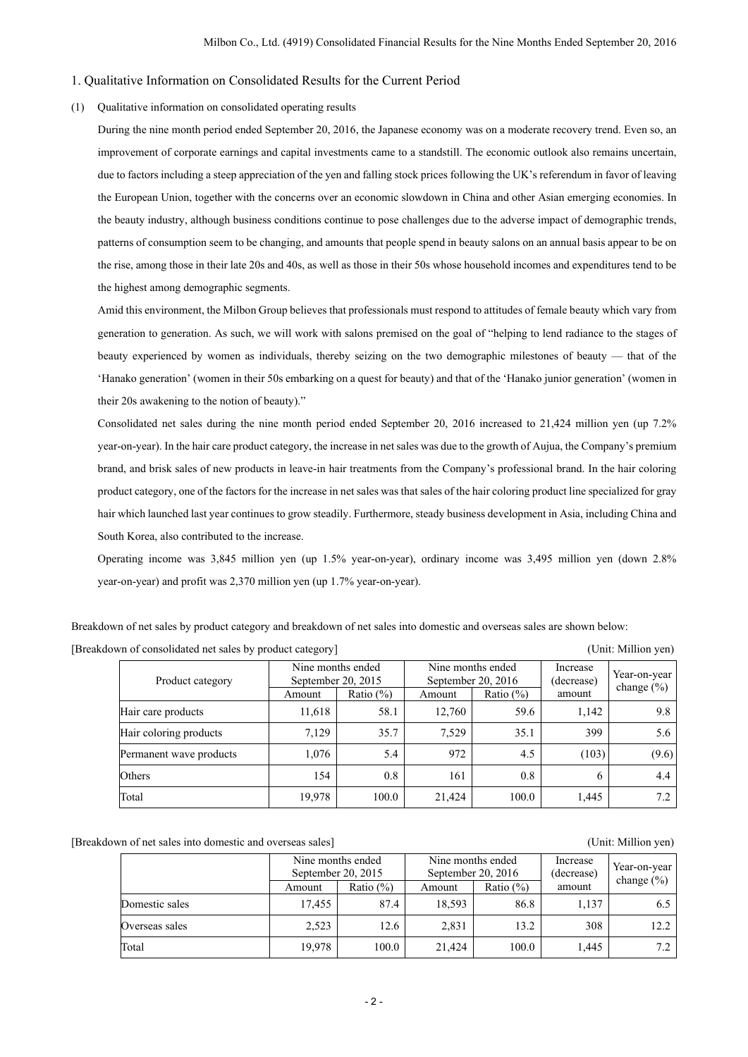## 1. Qualitative Information on Consolidated Results for the Current Period

### (1) Qualitative information on consolidated operating results

During the nine month period ended September 20, 2016, the Japanese economy was on a moderate recovery trend. Even so, an improvement of corporate earnings and capital investments came to a standstill. The economic outlook also remains uncertain, due to factors including a steep appreciation of the yen and falling stock prices following the UK's referendum in favor of leaving the European Union, together with the concerns over an economic slowdown in China and other Asian emerging economies. In the beauty industry, although business conditions continue to pose challenges due to the adverse impact of demographic trends, patterns of consumption seem to be changing, and amounts that people spend in beauty salons on an annual basis appear to be on the rise, among those in their late 20s and 40s, as well as those in their 50s whose household incomes and expenditures tend to be the highest among demographic segments.

Amid this environment, the Milbon Group believes that professionals must respond to attitudes of female beauty which vary from generation to generation. As such, we will work with salons premised on the goal of "helping to lend radiance to the stages of beauty experienced by women as individuals, thereby seizing on the two demographic milestones of beauty — that of the 'Hanako generation' (women in their 50s embarking on a quest for beauty) and that of the 'Hanako junior generation' (women in their 20s awakening to the notion of beauty)."

Consolidated net sales during the nine month period ended September 20, 2016 increased to 21,424 million yen (up 7.2% year-on-year). In the hair care product category, the increase in net sales was due to the growth of Aujua, the Company's premium brand, and brisk sales of new products in leave-in hair treatments from the Company's professional brand. In the hair coloring product category, one of the factors for the increase in net sales was that sales of the hair coloring product line specialized for gray hair which launched last year continues to grow steadily. Furthermore, steady business development in Asia, including China and South Korea, also contributed to the increase.

Operating income was 3,845 million yen (up 1.5% year-on-year), ordinary income was 3,495 million yen (down 2.8% year-on-year) and profit was 2,370 million yen (up 1.7% year-on-year).

Breakdown of net sales by product category and breakdown of net sales into domestic and overseas sales are shown below:

[Breakdown of consolidated net sales by product category] (Unit: Million yen)

| Product category | Nine months ended September 20, 2015 | | Nine months ended September 20, 2016 | | Increase (decrease) amount | Year-on-year change (%) |
|---|---|---|---|---|---|---|
| | Amount | Ratio (%) | Amount | Ratio (%) | | |
| Hair care products | 11,618 | 58.1 | 12,760 | 59.6 | 1,142 | 9.8 |
| Hair coloring products | 7,129 | 35.7 | 7,529 | 35.1 | 399 | 5.6 |
| Permanent wave products | 1,076 | 5.4 | 972 | 4.5 | (103) | (9.6) |
| Others | 154 | 0.8 | 161 | 0.8 | 6 | 4.4 |
| Total | 19,978 | 100.0 | 21,424 | 100.0 | 1,445 | 7.2 |

[Breakdown of net sales into domestic and overseas sales] (Unit: Million yen)

| | Nine months ended September 20, 2015 | | Nine months ended September 20, 2016 | | Increase (decrease) amount | Year-on-year change (%) |
|---|---|---|---|---|---|---|
| | Amount | Ratio (%) | Amount | Ratio (%) | | |
| Domestic sales | 17,455 | 87.4 | 18,593 | 86.8 | 1,137 | 6.5 |
| Overseas sales | 2,523 | 12.6 | 2,831 | 13.2 | 308 | 12.2 |
| Total | 19,978 | 100.0 | 21,424 | 100.0 | 1,445 | 7.2 |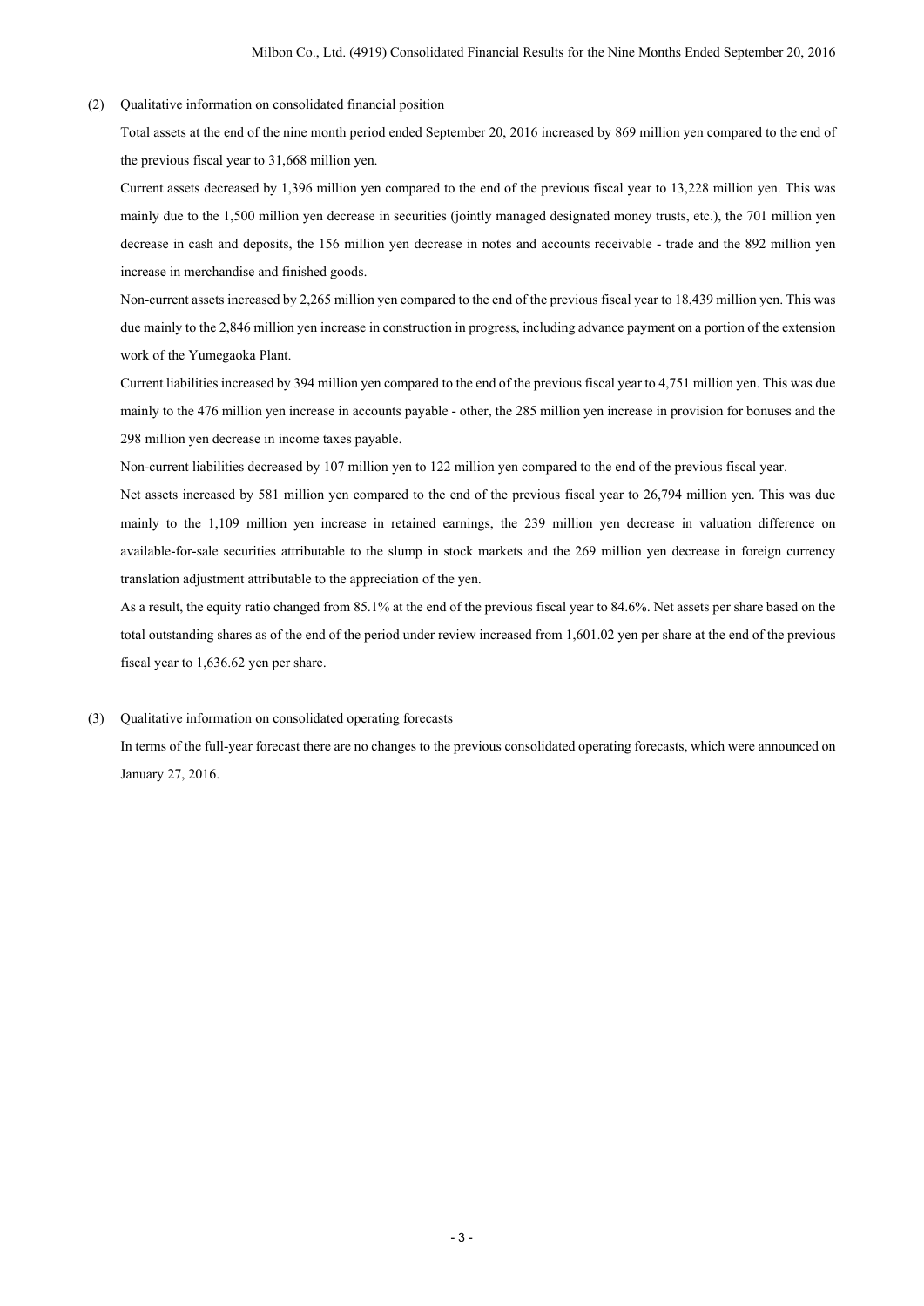(2) Qualitative information on consolidated financial position

Total assets at the end of the nine month period ended September 20, 2016 increased by 869 million yen compared to the end of the previous fiscal year to 31,668 million yen.

Current assets decreased by 1,396 million yen compared to the end of the previous fiscal year to 13,228 million yen. This was mainly due to the 1,500 million yen decrease in securities (jointly managed designated money trusts, etc.), the 701 million yen decrease in cash and deposits, the 156 million yen decrease in notes and accounts receivable - trade and the 892 million yen increase in merchandise and finished goods.

Non-current assets increased by 2,265 million yen compared to the end of the previous fiscal year to 18,439 million yen. This was due mainly to the 2,846 million yen increase in construction in progress, including advance payment on a portion of the extension work of the Yumegaoka Plant.

Current liabilities increased by 394 million yen compared to the end of the previous fiscal year to 4,751 million yen. This was due mainly to the 476 million yen increase in accounts payable - other, the 285 million yen increase in provision for bonuses and the 298 million yen decrease in income taxes payable.

Non-current liabilities decreased by 107 million yen to 122 million yen compared to the end of the previous fiscal year.

Net assets increased by 581 million yen compared to the end of the previous fiscal year to 26,794 million yen. This was due mainly to the 1,109 million yen increase in retained earnings, the 239 million yen decrease in valuation difference on available-for-sale securities attributable to the slump in stock markets and the 269 million yen decrease in foreign currency translation adjustment attributable to the appreciation of the yen.

As a result, the equity ratio changed from 85.1% at the end of the previous fiscal year to 84.6%. Net assets per share based on the total outstanding shares as of the end of the period under review increased from 1,601.02 yen per share at the end of the previous fiscal year to 1,636.62 yen per share.

(3) Qualitative information on consolidated operating forecasts

In terms of the full-year forecast there are no changes to the previous consolidated operating forecasts, which were announced on January 27, 2016.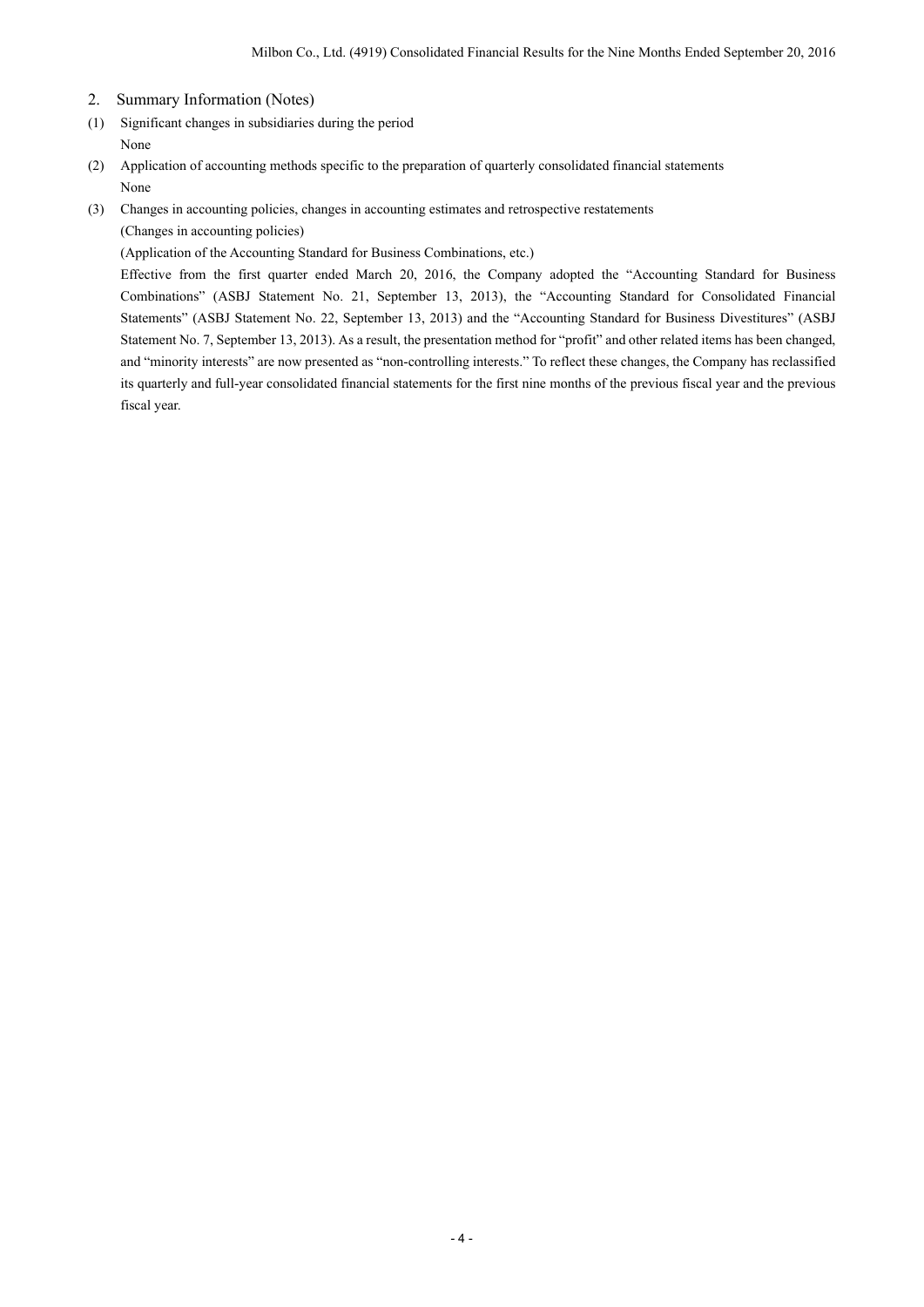## 2. Summary Information (Notes)

(1) Significant changes in subsidiaries during the period

None

(2) Application of accounting methods specific to the preparation of quarterly consolidated financial statements

None

(3) Changes in accounting policies, changes in accounting estimates and retrospective restatements

(Changes in accounting policies)

(Application of the Accounting Standard for Business Combinations, etc.)

Effective from the first quarter ended March 20, 2016, the Company adopted the "Accounting Standard for Business Combinations" (ASBJ Statement No. 21, September 13, 2013), the "Accounting Standard for Consolidated Financial Statements" (ASBJ Statement No. 22, September 13, 2013) and the "Accounting Standard for Business Divestitures" (ASBJ Statement No. 7, September 13, 2013). As a result, the presentation method for "profit" and other related items has been changed, and "minority interests" are now presented as "non-controlling interests." To reflect these changes, the Company has reclassified its quarterly and full-year consolidated financial statements for the first nine months of the previous fiscal year and the previous fiscal year.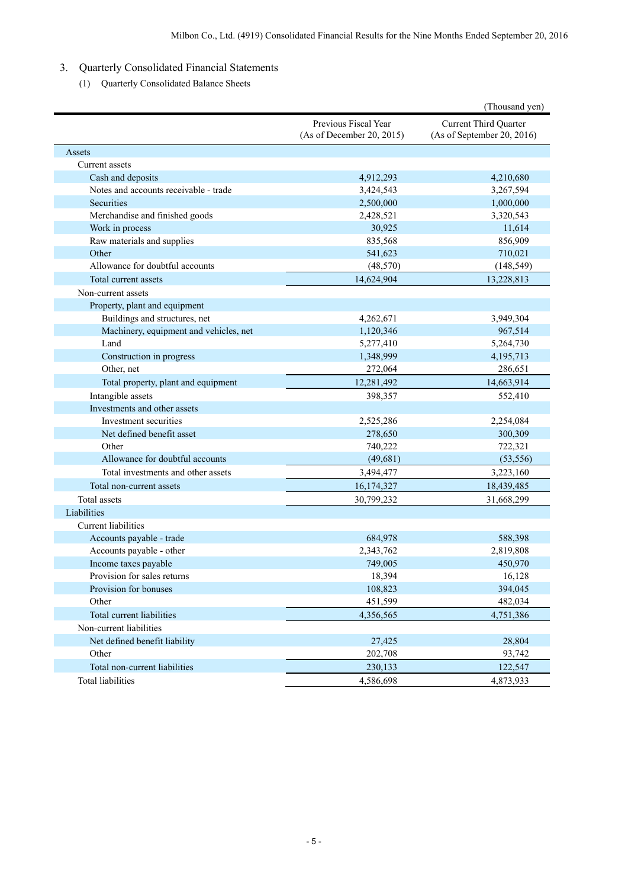## 3. Quarterly Consolidated Financial Statements

### (1) Quarterly Consolidated Balance Sheets

(Thousand yen)

| | Previous Fiscal Year (As of December 20, 2015) | Current Third Quarter (As of September 20, 2016) |
|---|---|---|
| Assets | | |
| Current assets | | |
| Cash and deposits | 4,912,293 | 4,210,680 |
| Notes and accounts receivable - trade | 3,424,543 | 3,267,594 |
| Securities | 2,500,000 | 1,000,000 |
| Merchandise and finished goods | 2,428,521 | 3,320,543 |
| Work in process | 30,925 | 11,614 |
| Raw materials and supplies | 835,568 | 856,909 |
| Other | 541,623 | 710,021 |
| Allowance for doubtful accounts | (48,570) | (148,549) |
| Total current assets | 14,624,904 | 13,228,813 |
| Non-current assets | | |
| Property, plant and equipment | | |
| Buildings and structures, net | 4,262,671 | 3,949,304 |
| Machinery, equipment and vehicles, net | 1,120,346 | 967,514 |
| Land | 5,277,410 | 5,264,730 |
| Construction in progress | 1,348,999 | 4,195,713 |
| Other, net | 272,064 | 286,651 |
| Total property, plant and equipment | 12,281,492 | 14,663,914 |
| Intangible assets | 398,357 | 552,410 |
| Investments and other assets | | |
| Investment securities | 2,525,286 | 2,254,084 |
| Net defined benefit asset | 278,650 | 300,309 |
| Other | 740,222 | 722,321 |
| Allowance for doubtful accounts | (49,681) | (53,556) |
| Total investments and other assets | 3,494,477 | 3,223,160 |
| Total non-current assets | 16,174,327 | 18,439,485 |
| Total assets | 30,799,232 | 31,668,299 |
| Liabilities | | |
| Current liabilities | | |
| Accounts payable - trade | 684,978 | 588,398 |
| Accounts payable - other | 2,343,762 | 2,819,808 |
| Income taxes payable | 749,005 | 450,970 |
| Provision for sales returns | 18,394 | 16,128 |
| Provision for bonuses | 108,823 | 394,045 |
| Other | 451,599 | 482,034 |
| Total current liabilities | 4,356,565 | 4,751,386 |
| Non-current liabilities | | |
| Net defined benefit liability | 27,425 | 28,804 |
| Other | 202,708 | 93,742 |
| Total non-current liabilities | 230,133 | 122,547 |
| Total liabilities | 4,586,698 | 4,873,933 |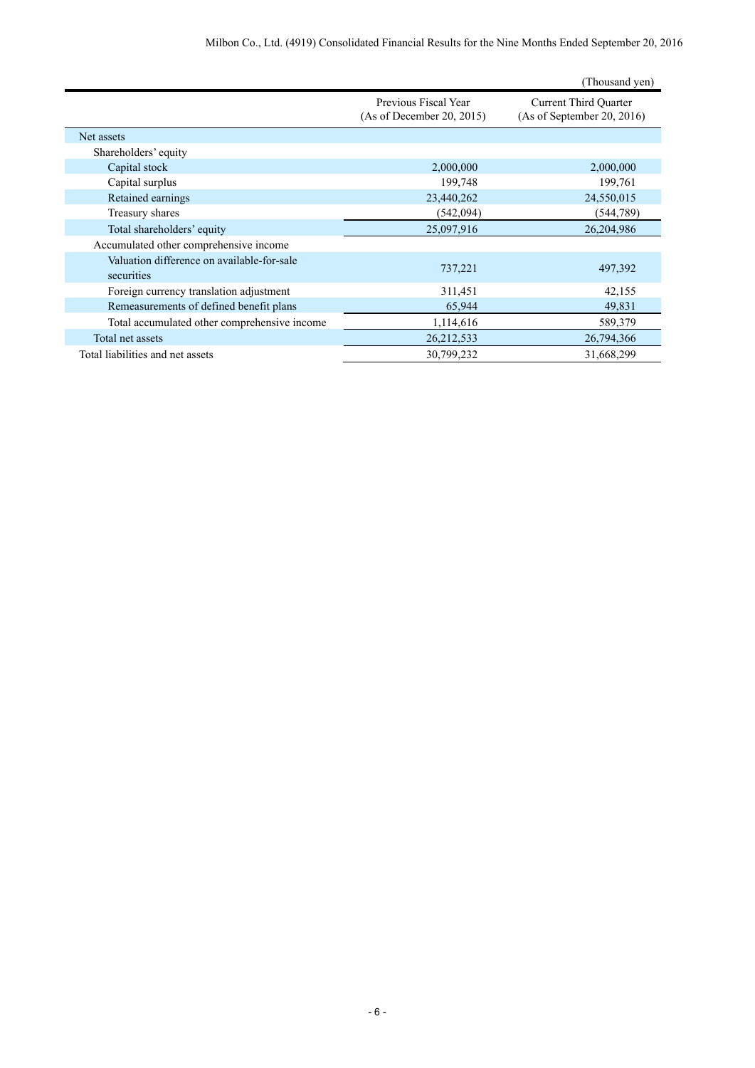(Thousand yen)

| | Previous Fiscal Year (As of December 20, 2015) | Current Third Quarter (As of September 20, 2016) |
|---|---|---|
| Net assets | | |
| Shareholders' equity | | |
| Capital stock | 2,000,000 | 2,000,000 |
| Capital surplus | 199,748 | 199,761 |
| Retained earnings | 23,440,262 | 24,550,015 |
| Treasury shares | (542,094) | (544,789) |
| Total shareholders' equity | 25,097,916 | 26,204,986 |
| Accumulated other comprehensive income | | |
| Valuation difference on available-for-sale securities | 737,221 | 497,392 |
| Foreign currency translation adjustment | 311,451 | 42,155 |
| Remeasurements of defined benefit plans | 65,944 | 49,831 |
| Total accumulated other comprehensive income | 1,114,616 | 589,379 |
| Total net assets | 26,212,533 | 26,794,366 |
| Total liabilities and net assets | 30,799,232 | 31,668,299 |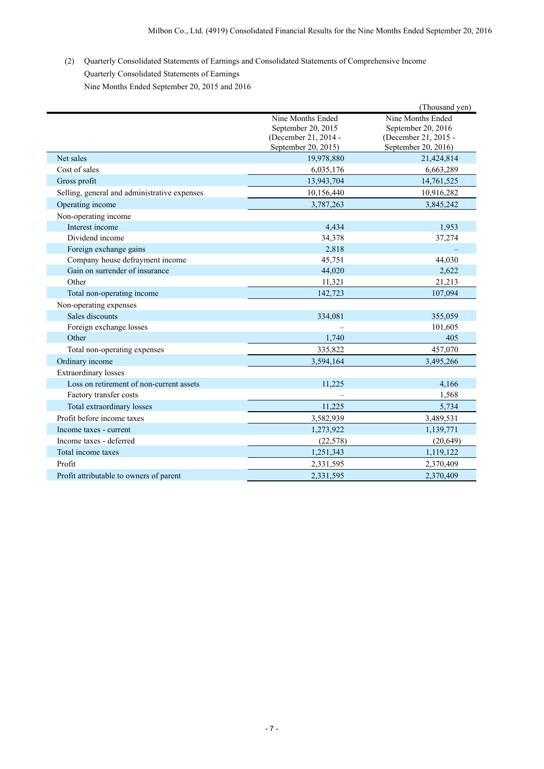(2) Quarterly Consolidated Statements of Earnings and Consolidated Statements of Comprehensive Income

Quarterly Consolidated Statements of Earnings

Nine Months Ended September 20, 2015 and 2016

(Thousand yen)

| | Nine Months Ended September 20, 2015 (December 21, 2014 - September 20, 2015) | Nine Months Ended September 20, 2016 (December 21, 2015 - September 20, 2016) |
|---|---|---|
| Net sales | 19,978,880 | 21,424,814 |
| Cost of sales | 6,035,176 | 6,663,289 |
| Gross profit | 13,943,704 | 14,761,525 |
| Selling, general and administrative expenses | 10,156,440 | 10,916,282 |
| Operating income | 3,787,263 | 3,845,242 |
| Non-operating income | | |
| Interest income | 4,434 | 1,953 |
| Dividend income | 34,378 | 37,274 |
| Foreign exchange gains | 2,818 | – |
| Company house defrayment income | 45,751 | 44,030 |
| Gain on surrender of insurance | 44,020 | 2,622 |
| Other | 11,321 | 21,213 |
| Total non-operating income | 142,723 | 107,094 |
| Non-operating expenses | | |
| Sales discounts | 334,081 | 355,059 |
| Foreign exchange losses | – | 101,605 |
| Other | 1,740 | 405 |
| Total non-operating expenses | 335,822 | 457,070 |
| Ordinary income | 3,594,164 | 3,495,266 |
| Extraordinary losses | | |
| Loss on retirement of non-current assets | 11,225 | 4,166 |
| Factory transfer costs | – | 1,568 |
| Total extraordinary losses | 11,225 | 5,734 |
| Profit before income taxes | 3,582,939 | 3,489,531 |
| Income taxes - current | 1,273,922 | 1,139,771 |
| Income taxes - deferred | (22,578) | (20,649) |
| Total income taxes | 1,251,343 | 1,119,122 |
| Profit | 2,331,595 | 2,370,409 |
| Profit attributable to owners of parent | 2,331,595 | 2,370,409 |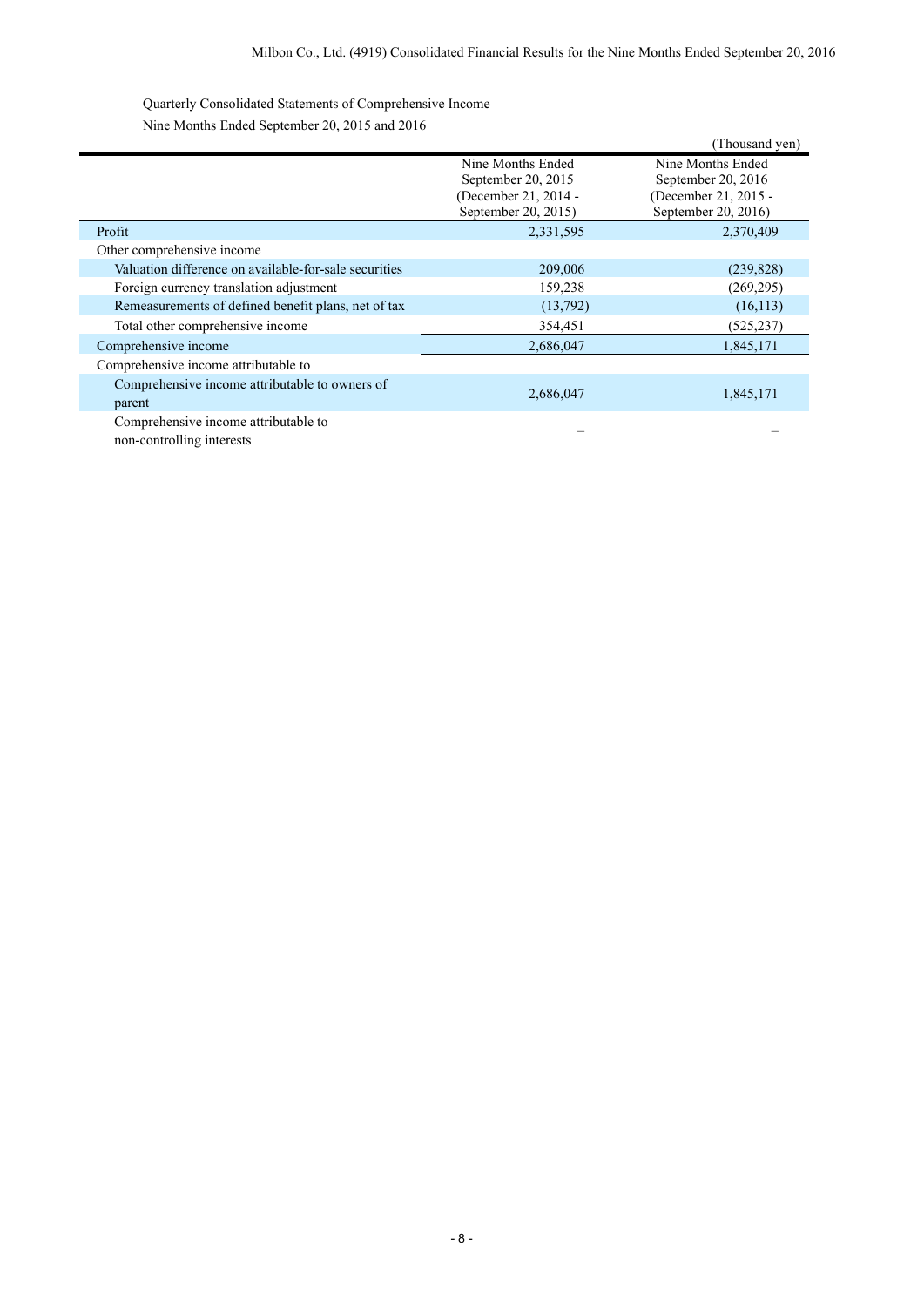Quarterly Consolidated Statements of Comprehensive Income

Nine Months Ended September 20, 2015 and 2016

(Thousand yen)

| | Nine Months Ended September 20, 2015 (December 21, 2014 - September 20, 2015) | Nine Months Ended September 20, 2016 (December 21, 2015 - September 20, 2016) |
|---|---|---|
| Profit | 2,331,595 | 2,370,409 |
| Other comprehensive income | | |
| Valuation difference on available-for-sale securities | 209,006 | (239,828) |
| Foreign currency translation adjustment | 159,238 | (269,295) |
| Remeasurements of defined benefit plans, net of tax | (13,792) | (16,113) |
| Total other comprehensive income | 354,451 | (525,237) |
| Comprehensive income | 2,686,047 | 1,845,171 |
| Comprehensive income attributable to | | |
| Comprehensive income attributable to owners of parent | 2,686,047 | 1,845,171 |
| Comprehensive income attributable to non-controlling interests | – | – |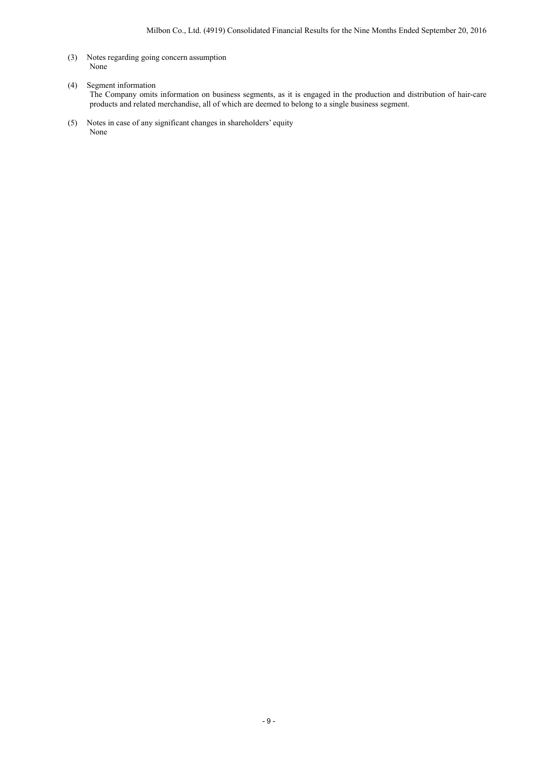(3) Notes regarding going concern assumption
None

(4) Segment information
The Company omits information on business segments, as it is engaged in the production and distribution of hair-care products and related merchandise, all of which are deemed to belong to a single business segment.

(5) Notes in case of any significant changes in shareholders' equity
None